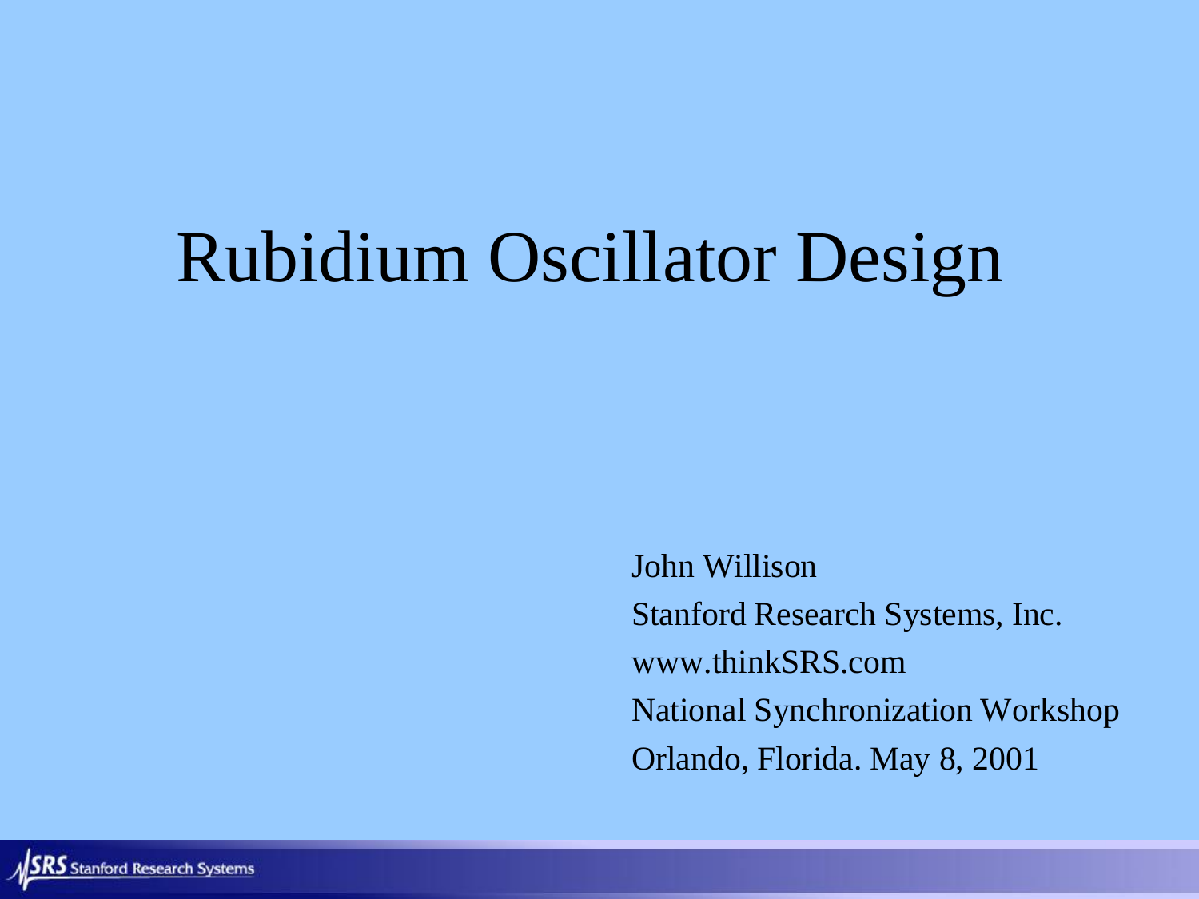# Rubidium Oscillator Design

John Willison

Stanford Research Systems, Inc.

www.thinkSRS.com

National Synchronization Workshop

Orlando, Florida. May 8, 2001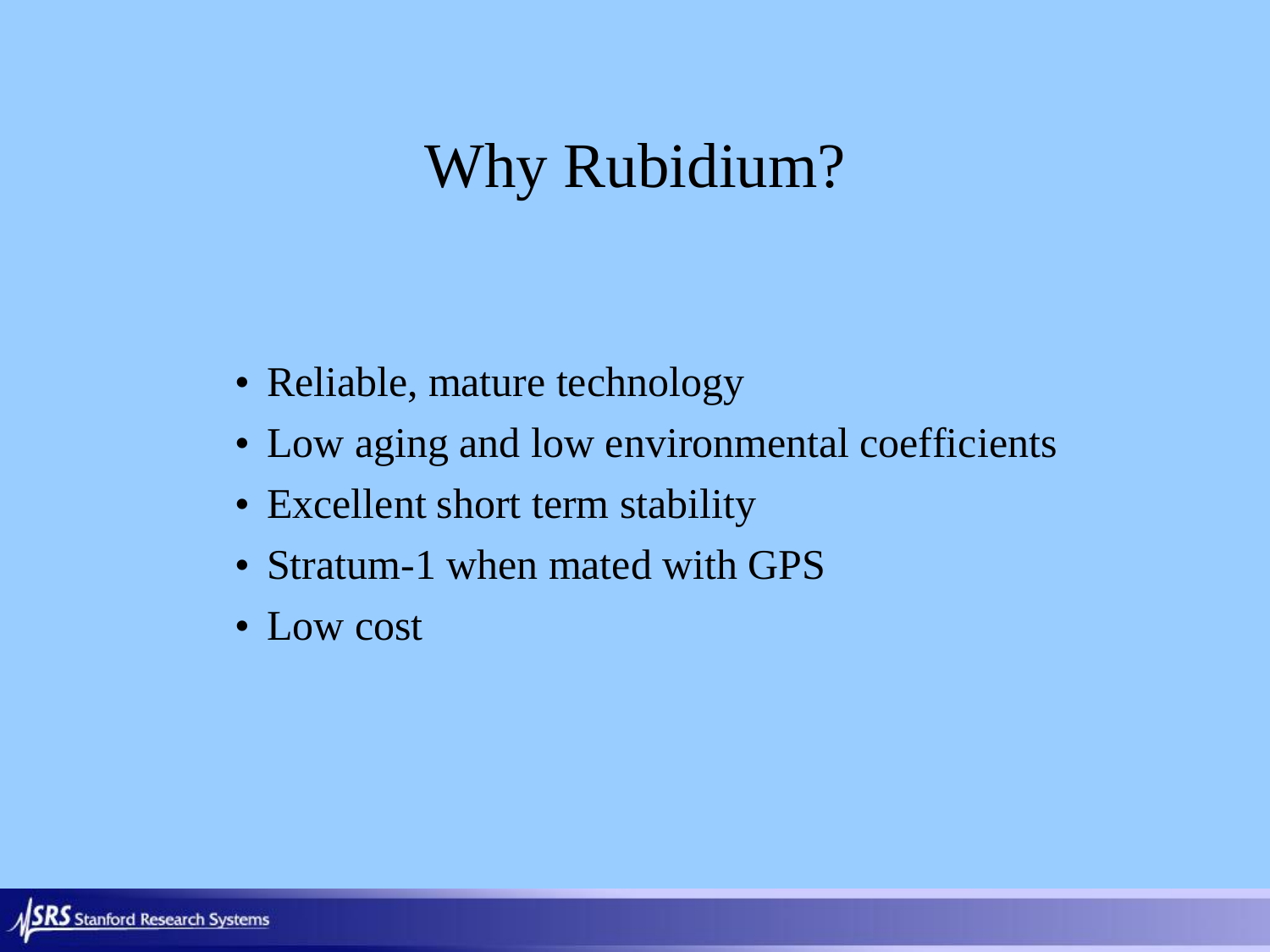# Why Rubidium?

- Reliable, mature technology
- Low aging and low environmental coefficients
- Excellent short term stability
- Stratum-1 when mated with GPS
- Low cost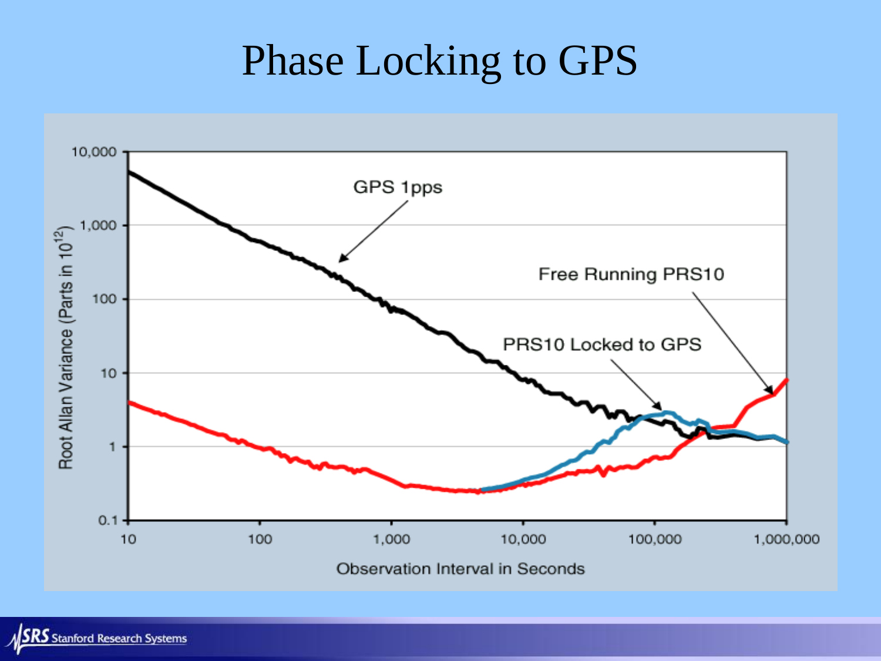# Phase Locking to GPS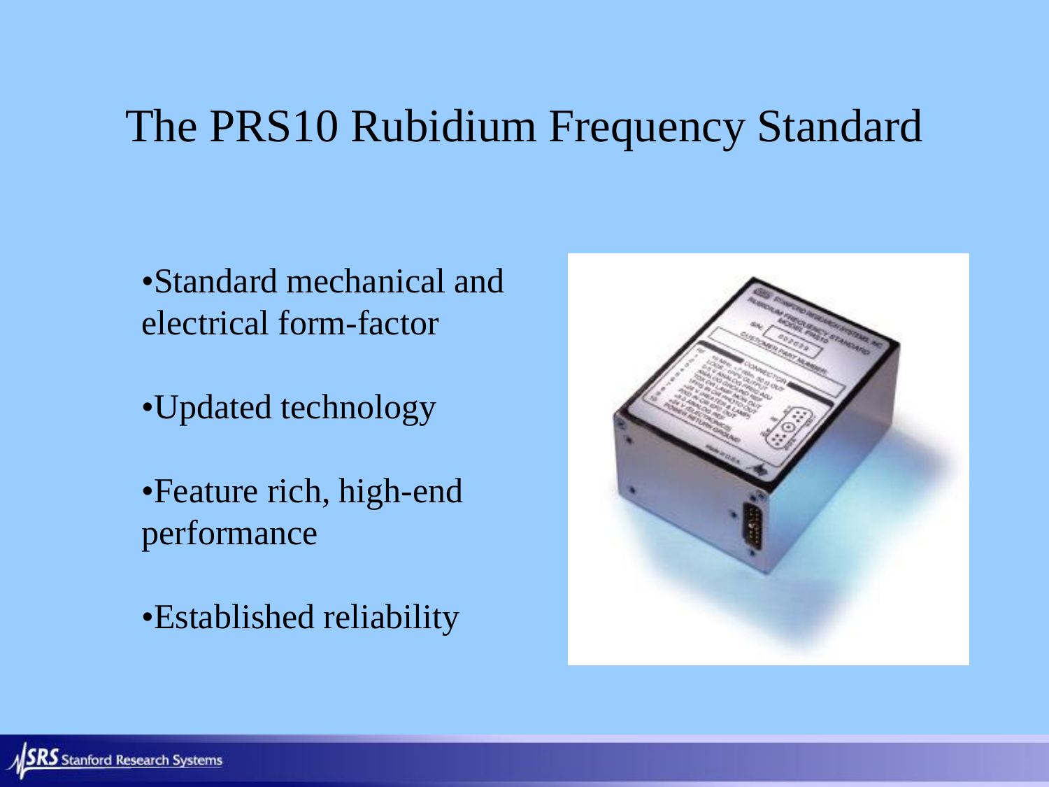# The PRS10 Rubidium Frequency Standard

- Standard mechanical and electrical form-factor
- Updated technology
- Feature rich, high-end performance
- Established reliability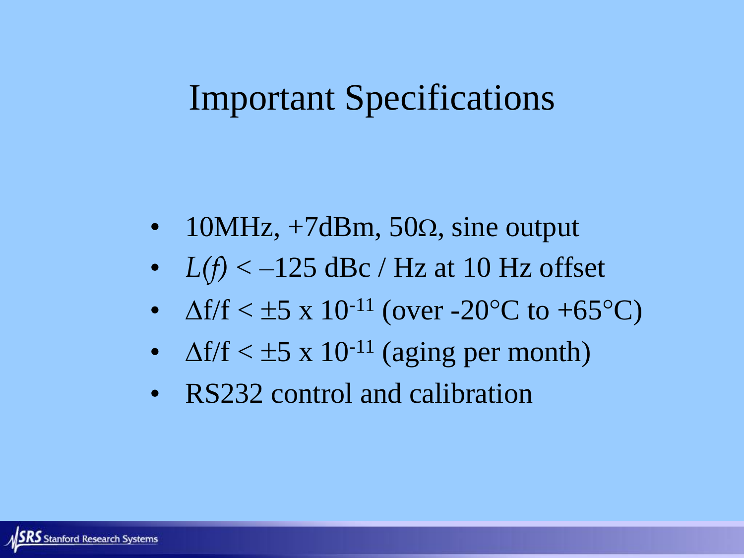# Important Specifications

- 10MHz, +7dBm, 50Ω, sine output
- $L(f) < -125$ dBc / Hz at 10 Hz offset
- $\Delta f/f < \pm 5 \times 10^{-11}$ (over -20°C to +65°C)
- $\Delta f/f < \pm 5 \times 10^{-11}$ (aging per month)
- RS232 control and calibration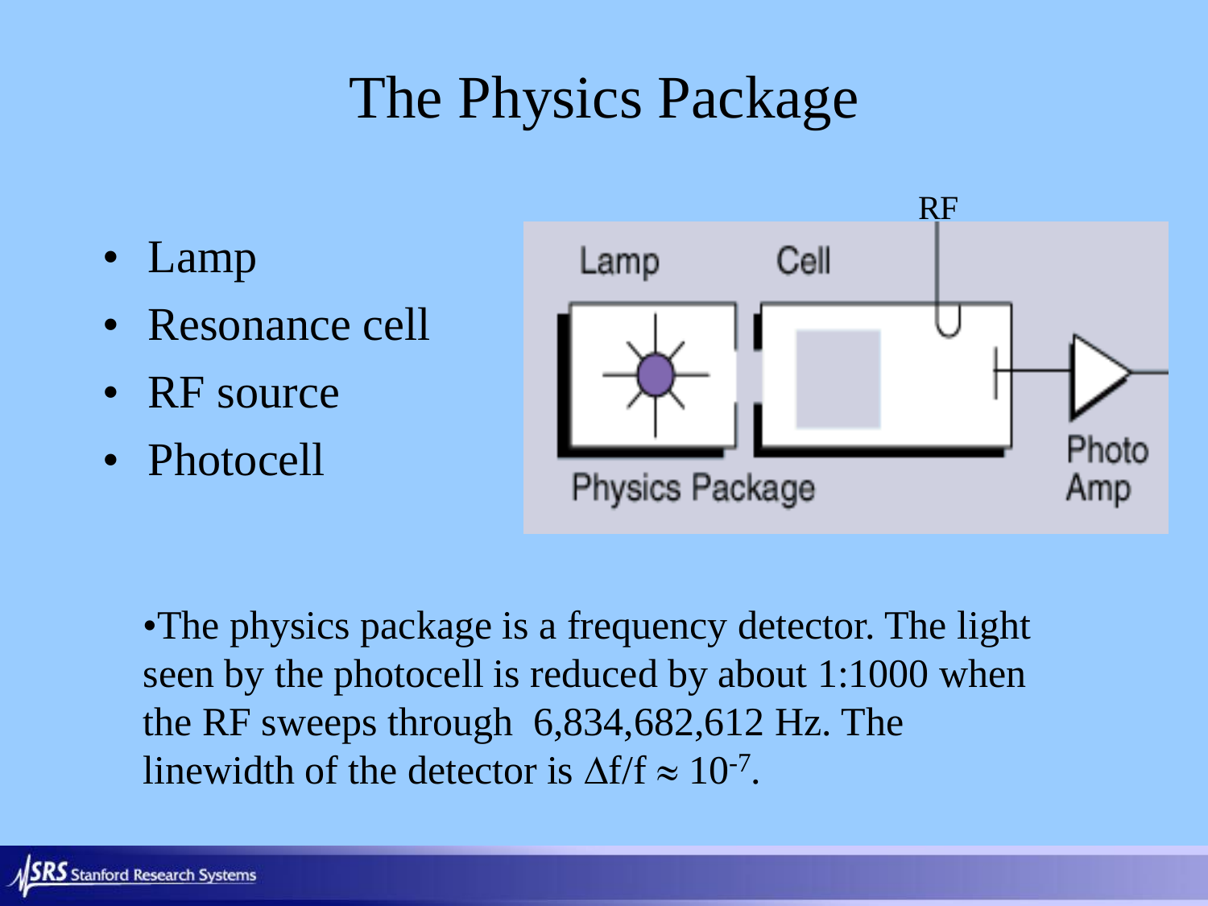# The Physics Package

- Lamp
- Resonance cell
- RF source
- Photocell

•The physics package is a frequency detector. The light seen by the photocell is reduced by about 1:1000 when the RF sweeps through 6,834,682,612 Hz. The linewidth of the detector is $\Delta f/f \approx 10^{-7}$.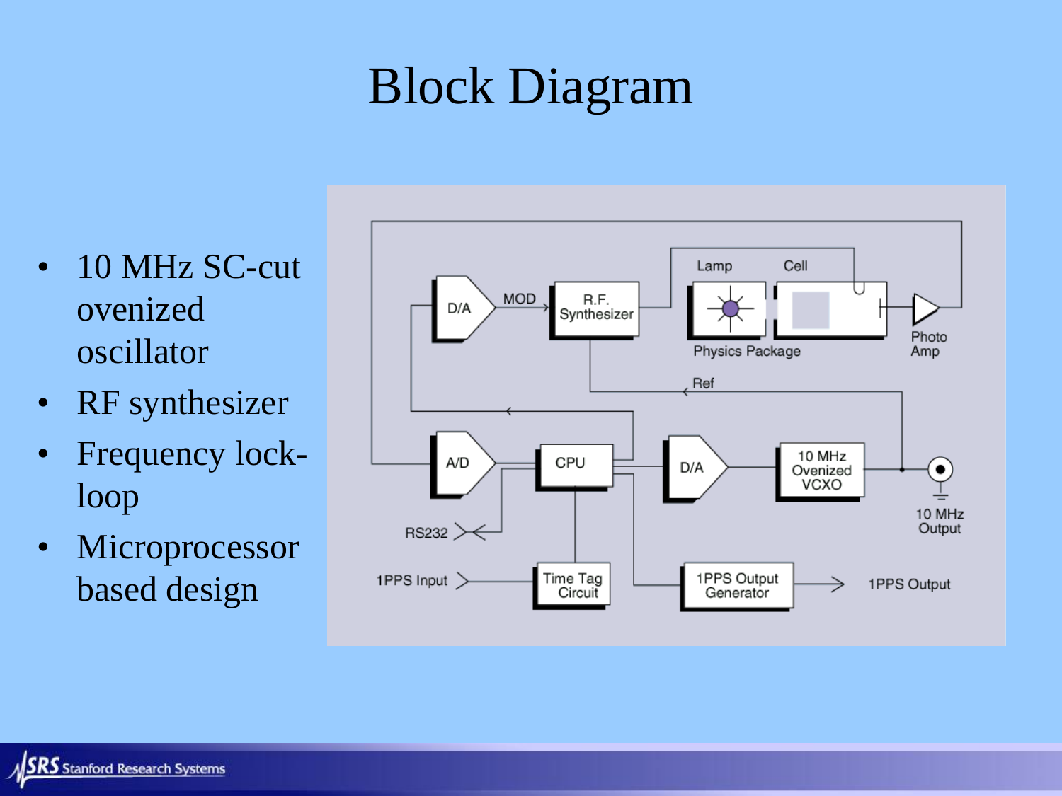# Block Diagram

- 10 MHz SC-cut ovenized oscillator
- RF synthesizer
- Frequency lock-loop
- Microprocessor based design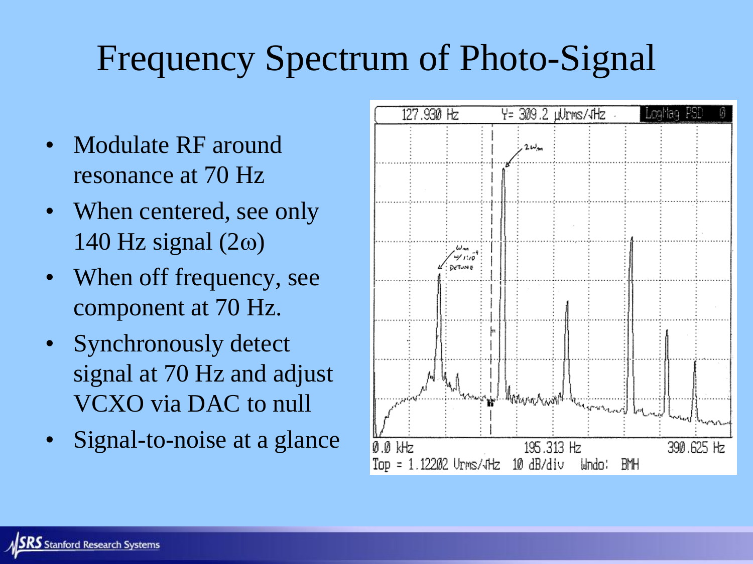# Frequency Spectrum of Photo-Signal

- Modulate RF around resonance at 70 Hz
- When centered, see only 140 Hz signal ($2\omega$)
- When off frequency, see component at 70 Hz.
- Synchronously detect signal at 70 Hz and adjust VCXO via DAC to null
- Signal-to-noise at a glance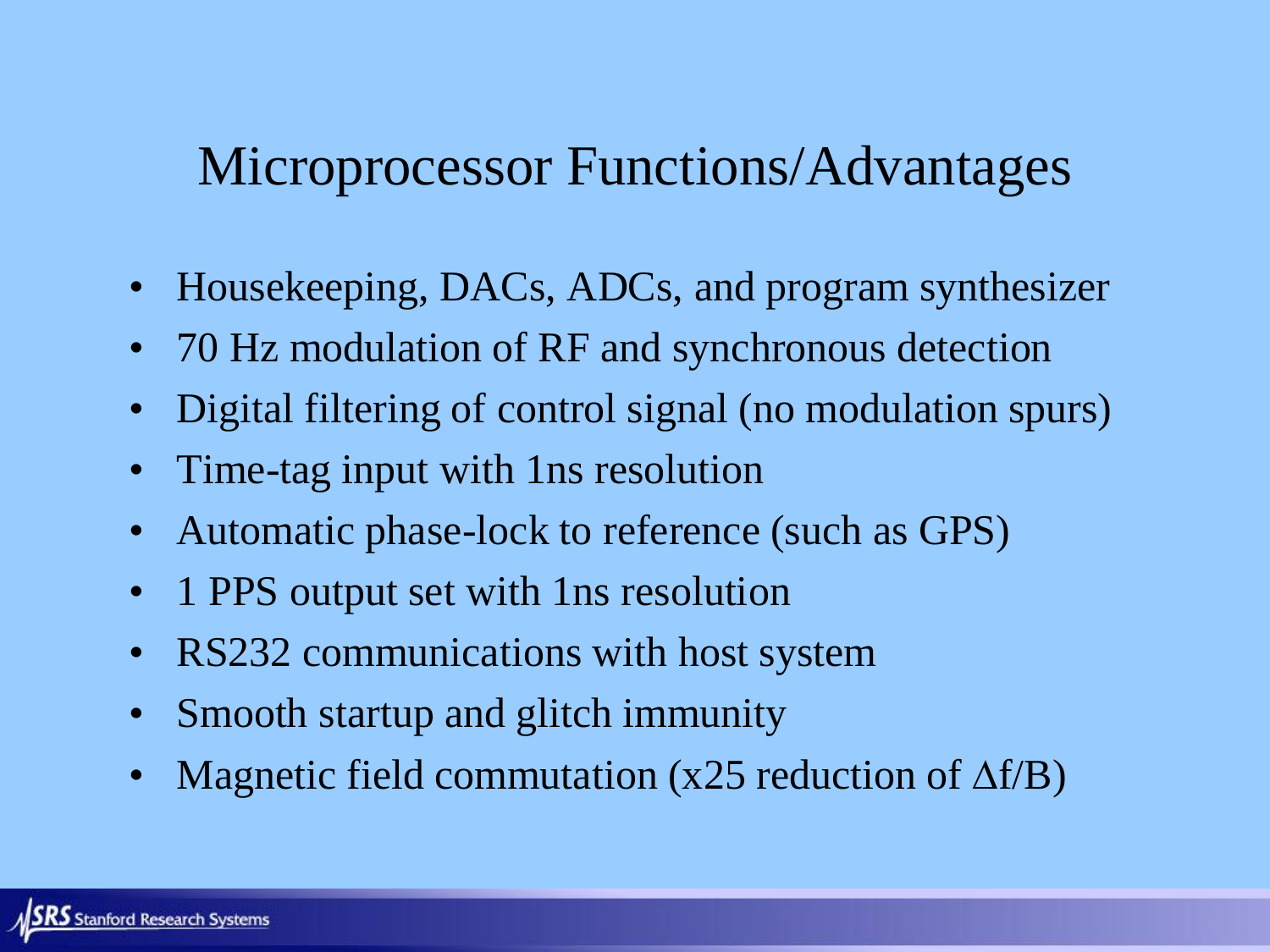# Microprocessor Functions/Advantages

- Housekeeping, DACs, ADCs, and program synthesizer
- 70 Hz modulation of RF and synchronous detection
- Digital filtering of control signal (no modulation spurs)
- Time-tag input with 1ns resolution
- Automatic phase-lock to reference (such as GPS)
- 1 PPS output set with 1ns resolution
- RS232 communications with host system
- Smooth startup and glitch immunity
- Magnetic field commutation (x25 reduction of $\Delta f/B$)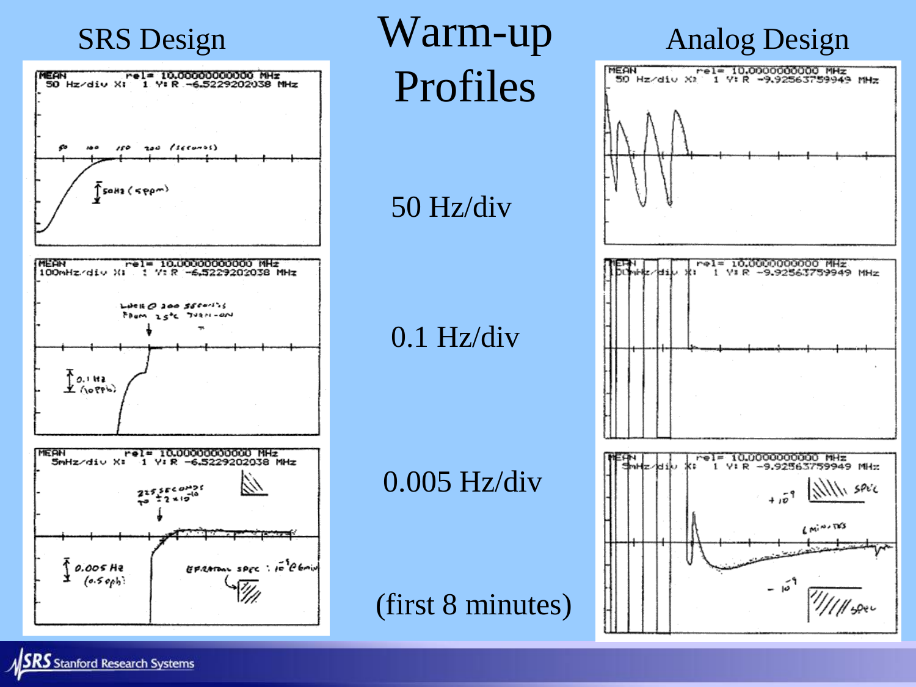# Warm-up Profiles

**SRS Design** | **Analog Design**

50 Hz/div

0.1 Hz/div

0.005 Hz/div

(first 8 minutes)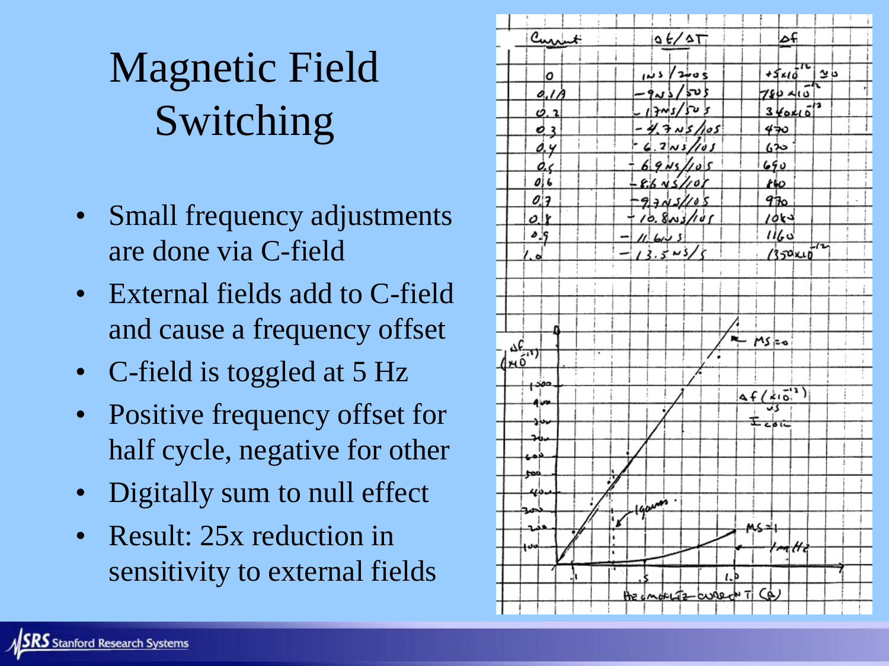# Magnetic Field Switching

- Small frequency adjustments are done via C-field
- External fields add to C-field and cause a frequency offset
- C-field is toggled at 5 Hz
- Positive frequency offset for half cycle, negative for other
- Digitally sum to null effect
- Result: 25x reduction in sensitivity to external fields

| Current | $\Delta t / \Delta T$ | $\Delta f$ |
|---|---|---|
| 0 | 1ns/200s | $+5\times10^{-12} \simeq 0$ |
| 0.1A | −9ns/50s | $180\times10^{-12}$ |
| 0.2 | −17ns/50s | $340\times10^{-12}$ |
| 0.3 | −4.7ns/10s | 470 |
| 0.4 | −6.2ns/10s | 620 |
| 0.5 | −6.9ns/10s | 690 |
| 0.6 | −8.6ns/10s | 860 |
| 0.7 | −9.7ns/10s | 970 |
| 0.8 | −10.8ns/10s | 1080 |
| 0.9 | −11.6ns | 1160 |
| 1.0 | −13.5ns/s | $1350\times10^{-12}$ |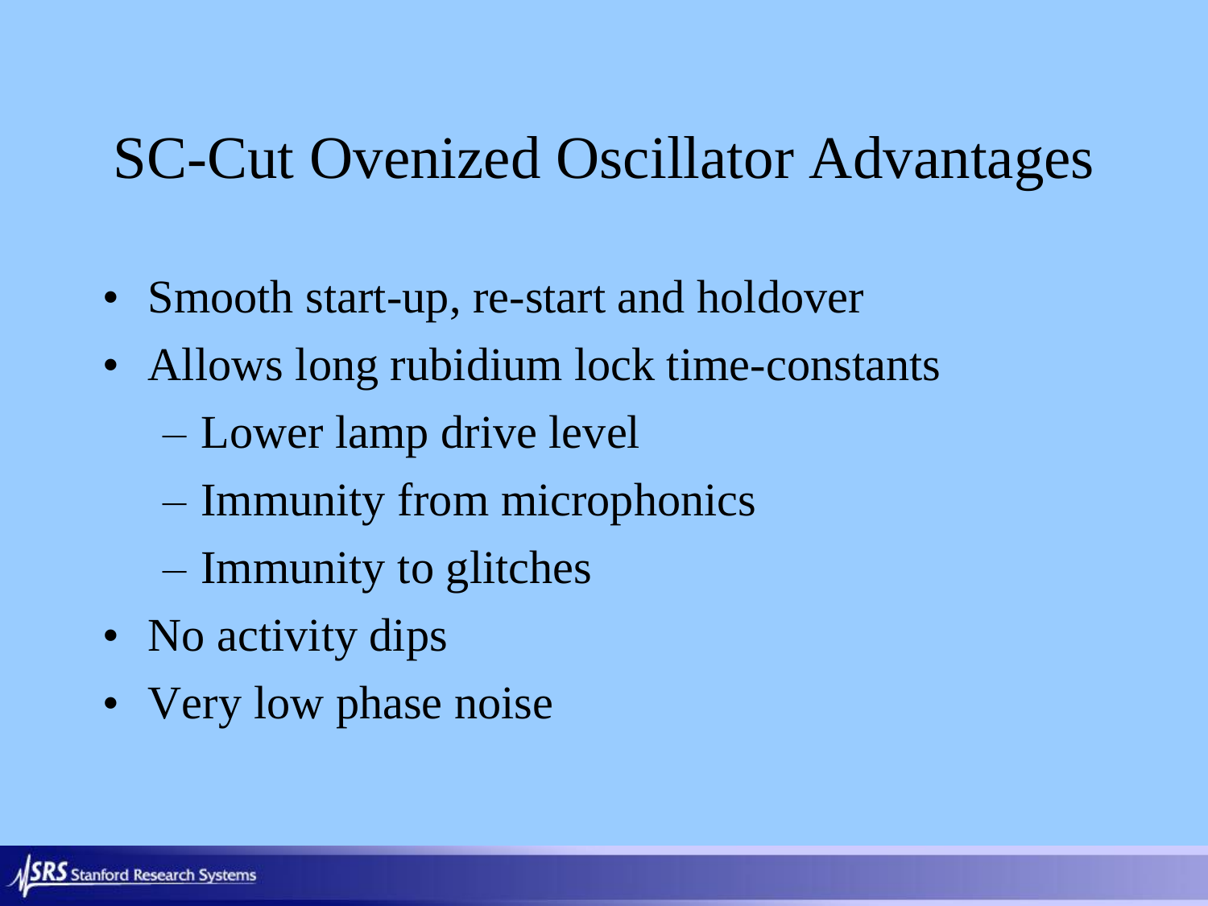# SC-Cut Ovenized Oscillator Advantages

- Smooth start-up, re-start and holdover
- Allows long rubidium lock time-constants
  - Lower lamp drive level
  - Immunity from microphonics
  - Immunity to glitches
- No activity dips
- Very low phase noise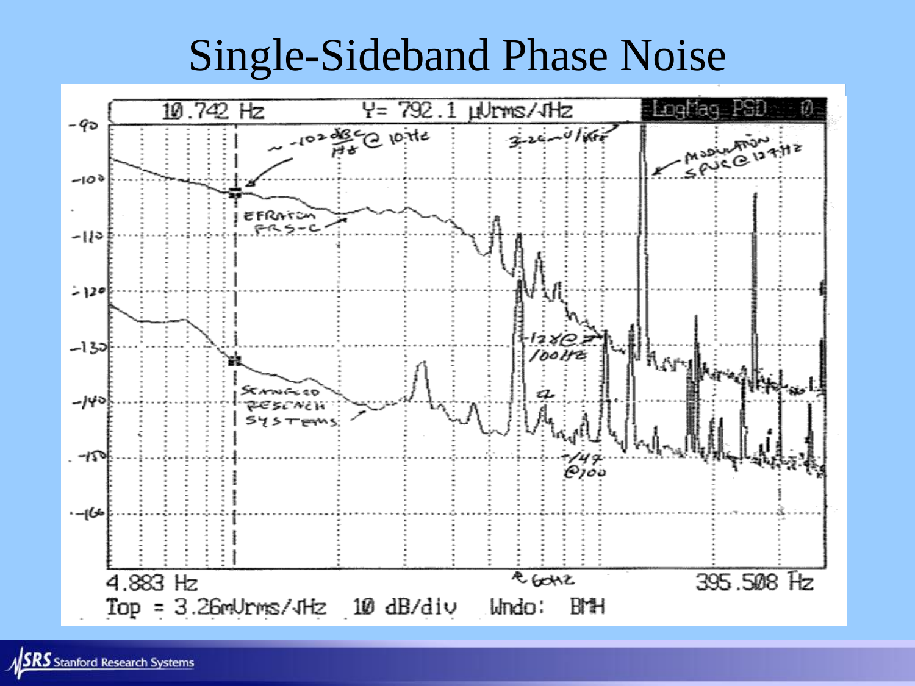# Single-Sideband Phase Noise

10.742 Hz    Y= 792.1 μVrms/√Hz    LogMag PSD 0

-90

-100

-110

-120

-130

-140

-150

-160

~ -102 dBc/Hz @ 10 Hz

3-26-~4 kHz

MODULATION SPUR @ 127 Hz

EFRATOM FRS-C

-128 @ 100 Hz

STANFORD RESEARCH SYSTEMS

-147 @ 100

≈ 60 Hz

4.883 Hz    395.508 Hz

Top = 3.26mVrms/√Hz    10 dB/div    Wndo: BMH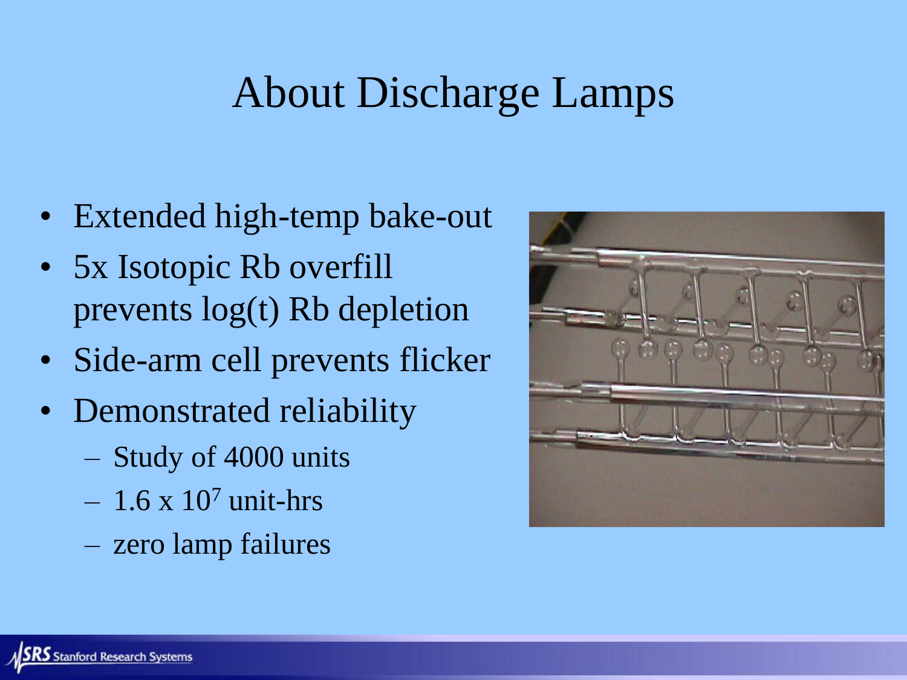# About Discharge Lamps

- Extended high-temp bake-out
- 5x Isotopic Rb overfill prevents log(t) Rb depletion
- Side-arm cell prevents flicker
- Demonstrated reliability
  - Study of 4000 units
  - $1.6 \times 10^7$ unit-hrs
  - zero lamp failures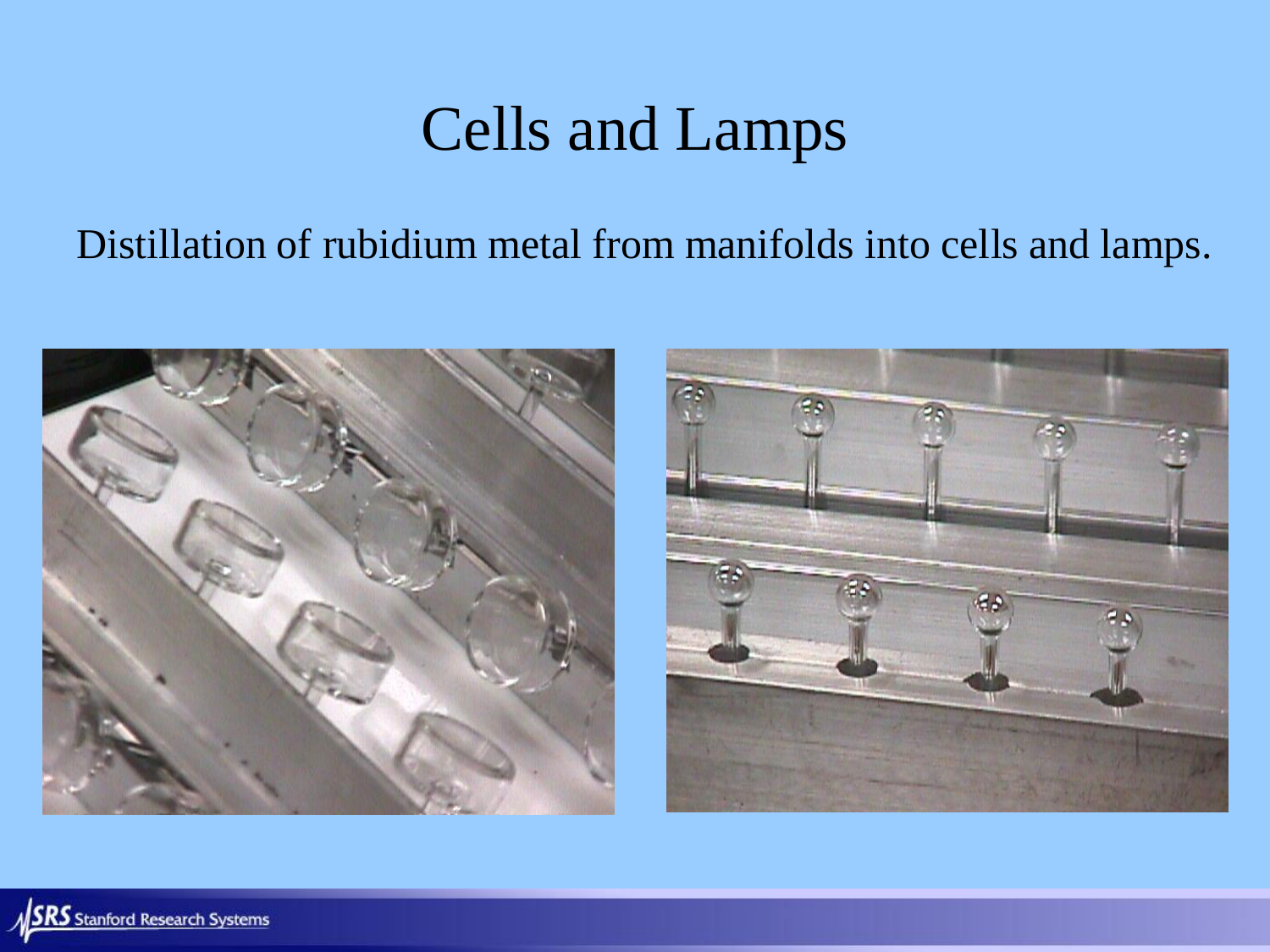# Cells and Lamps

Distillation of rubidium metal from manifolds into cells and lamps.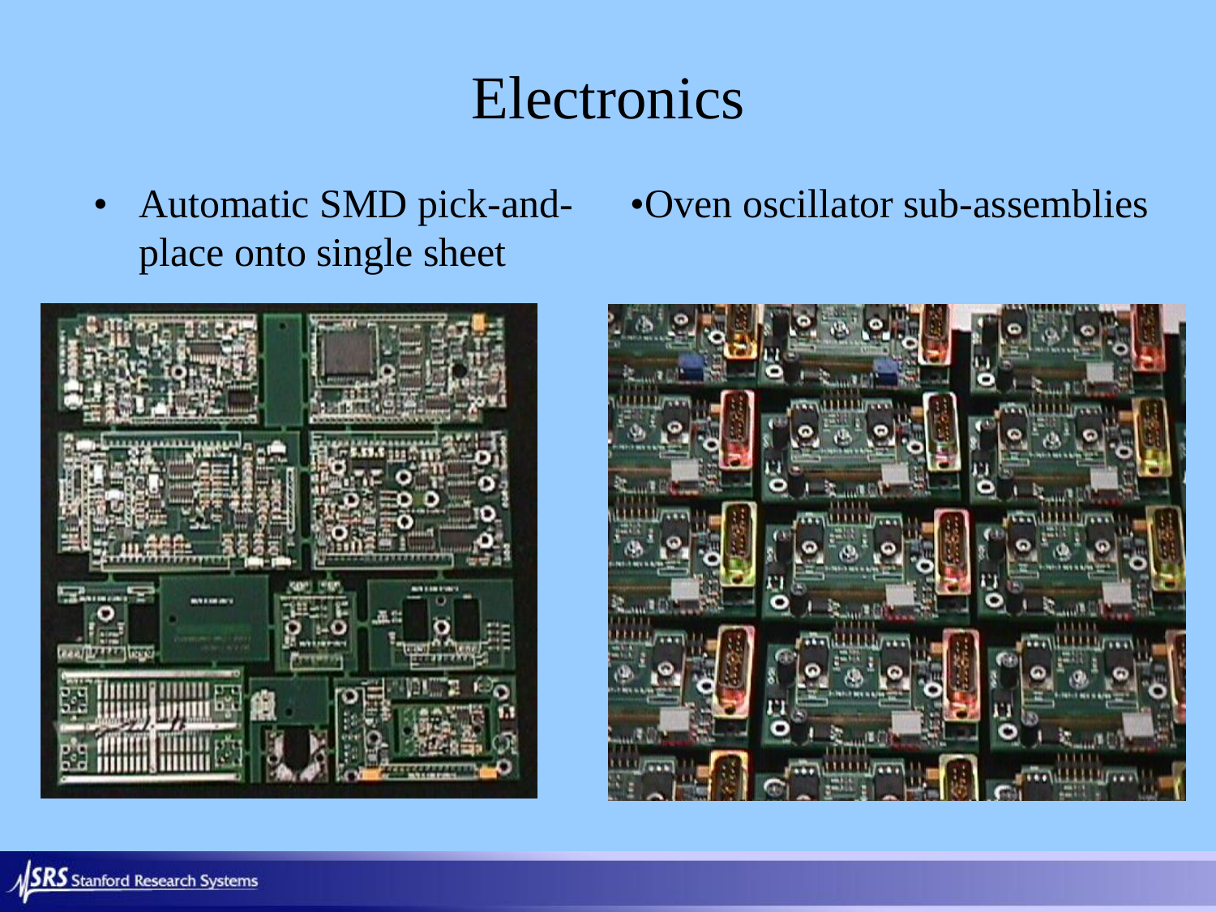# Electronics

- Automatic SMD pick-and-place onto single sheet
- Oven oscillator sub-assemblies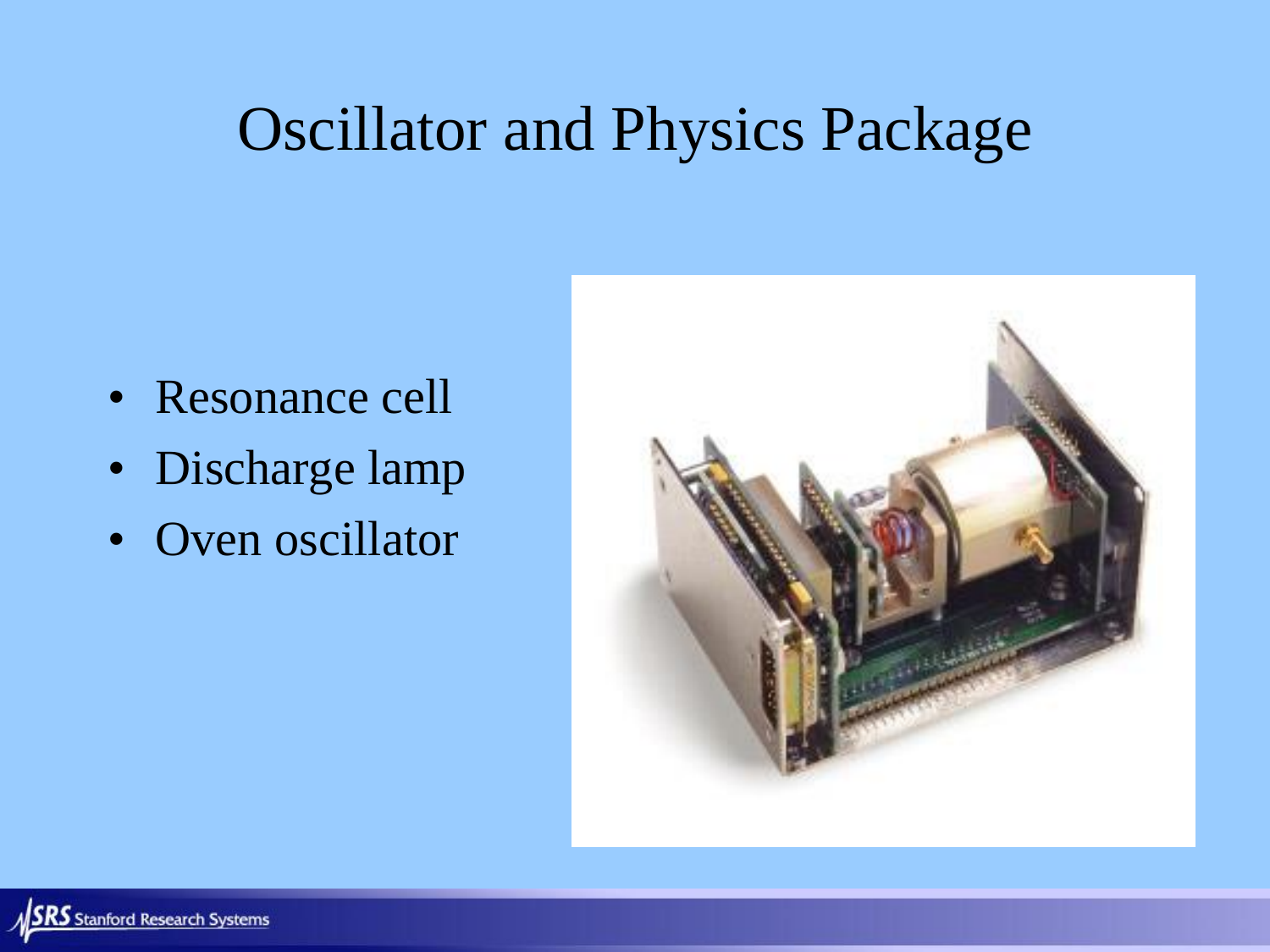# Oscillator and Physics Package

- Resonance cell
- Discharge lamp
- Oven oscillator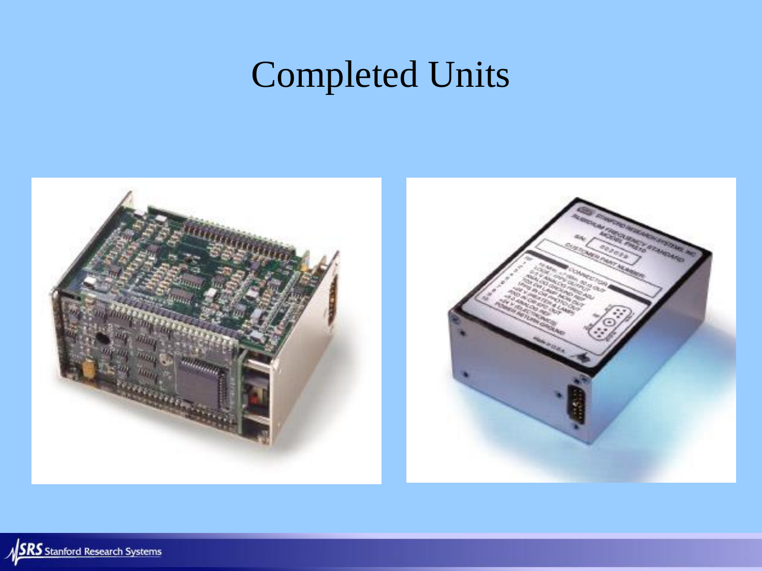# Completed Units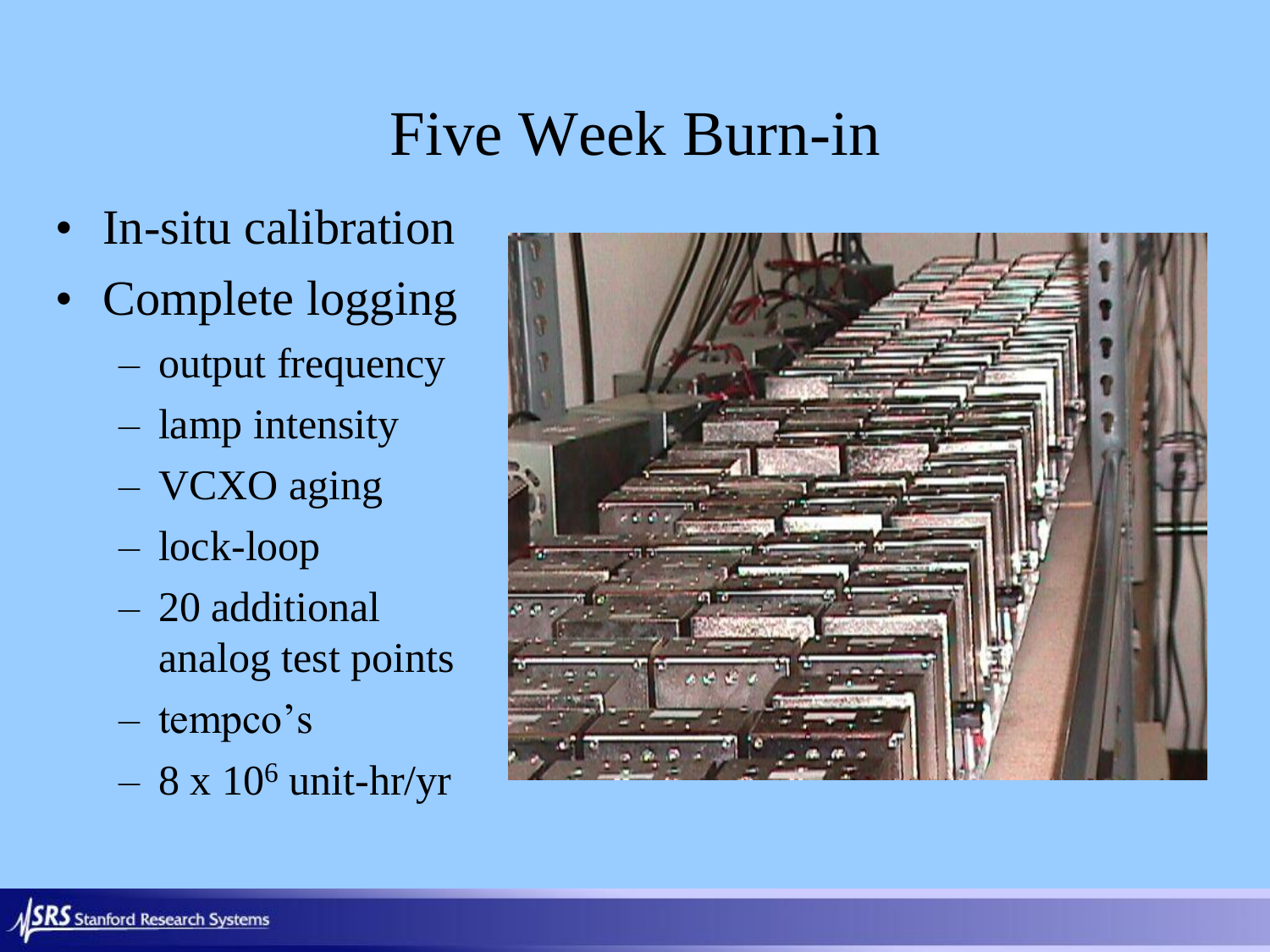# Five Week Burn-in

- In-situ calibration
- Complete logging
  - output frequency
  - lamp intensity
  - VCXO aging
  - lock-loop
  - 20 additional analog test points
  - tempco's
  - $8 \times 10^6$ unit-hr/yr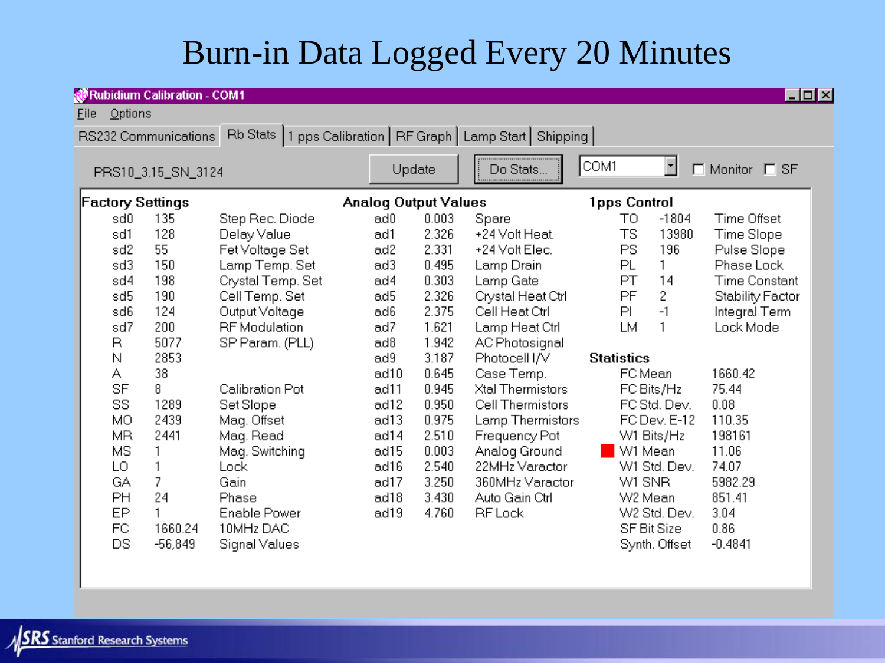# Burn-in Data Logged Every 20 Minutes

Rubidium Calibration - COM1

File Options

RS232 Communications | Rb Stats | 1 pps Calibration | RF Graph | Lamp Start | Shipping

PRS10_3.15_SN_3124 — Update — Do Stats... — COM1 — Monitor — SF

| Factory Settings | | | Analog Output Values | | | 1pps Control | | |
|---|---|---|---|---|---|---|---|---|
| sd0 | 135 | Step Rec. Diode | ad0 | 0.003 | Spare | TO | -1804 | Time Offset |
| sd1 | 128 | Delay Value | ad1 | 2.326 | +24 Volt Heat. | TS | 13980 | Time Slope |
| sd2 | 55 | Fet Voltage Set | ad2 | 2.331 | +24 Volt Elec. | PS | 196 | Pulse Slope |
| sd3 | 150 | Lamp Temp. Set | ad3 | 0.495 | Lamp Drain | PL | 1 | Phase Lock |
| sd4 | 198 | Crystal Temp. Set | ad4 | 0.303 | Lamp Gate | PT | 14 | Time Constant |
| sd5 | 190 | Cell Temp. Set | ad5 | 2.326 | Crystal Heat Ctrl | PF | 2 | Stability Factor |
| sd6 | 124 | Output Voltage | ad6 | 2.375 | Cell Heat Ctrl | PI | -1 | Integral Term |
| sd7 | 200 | RF Modulation | ad7 | 1.621 | Lamp Heat Ctrl | LM | 1 | Lock Mode |
| R | 5077 | SP Param. (PLL) | ad8 | 1.942 | AC Photosignal | | | |
| N | 2853 | | ad9 | 3.187 | Photocell I/V | **Statistics** | | |
| A | 38 | | ad10 | 0.645 | Case Temp. | | FC Mean | 1660.42 |
| SF | 8 | Calibration Pot | ad11 | 0.945 | Xtal Thermistors | | FC Bits/Hz | 75.44 |
| SS | 1289 | Set Slope | ad12 | 0.950 | Cell Thermistors | | FC Std. Dev. | 0.08 |
| MO | 2439 | Mag. Offset | ad13 | 0.975 | Lamp Thermistors | | FC Dev. E-12 | 110.35 |
| MR | 2441 | Mag. Read | ad14 | 2.510 | Frequency Pot | | W1 Bits/Hz | 198161 |
| MS | 1 | Mag. Switching | ad15 | 0.003 | Analog Ground | | W1 Mean | 11.06 |
| LO | 1 | Lock | ad16 | 2.540 | 22MHz Varactor | | W1 Std. Dev. | 74.07 |
| GA | 7 | Gain | ad17 | 3.250 | 360MHz Varactor | | W1 SNR | 5982.29 |
| PH | 24 | Phase | ad18 | 3.430 | Auto Gain Ctrl | | W2 Mean | 851.41 |
| EP | 1 | Enable Power | ad19 | 4.760 | RF Lock | | W2 Std. Dev. | 3.04 |
| FC | 1660.24 | 10MHz DAC | | | | | SF Bit Size | 0.86 |
| DS | -56,849 | Signal Values | | | | | Synth. Offset | -0.4841 |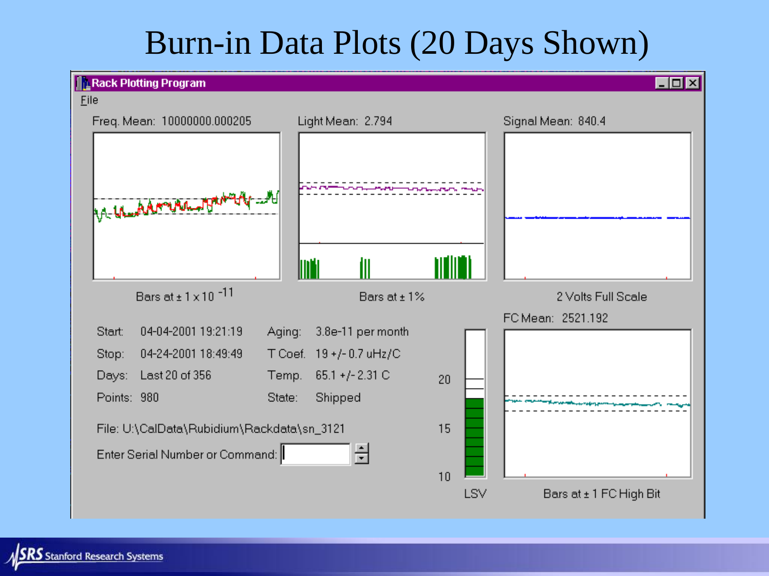# Burn-in Data Plots (20 Days Shown)

**Rack Plotting Program**

File

Freq. Mean: 10000000.000205

Light Mean: 2.794

Signal Mean: 840.4

Bars at ± 1 x 10 $^{-11}$

Bars at ± 1%

2 Volts Full Scale

FC Mean: 2521.192

| | | | |
|---|---|---|---|
| Start: | 04-04-2001 19:21:19 | Aging: | 3.8e-11 per month |
| Stop: | 04-24-2001 18:49:49 | T Coef. | 19 +/- 0.7 uHz/C |
| Days: | Last 20 of 356 | Temp. | 65.1 +/- 2.31 C |
| Points: | 980 | State: | Shipped |

File: U:\CalData\Rubidium\Rackdata\sn_3121

Enter Serial Number or Command:

20

15

10

LSV

Bars at ± 1 FC High Bit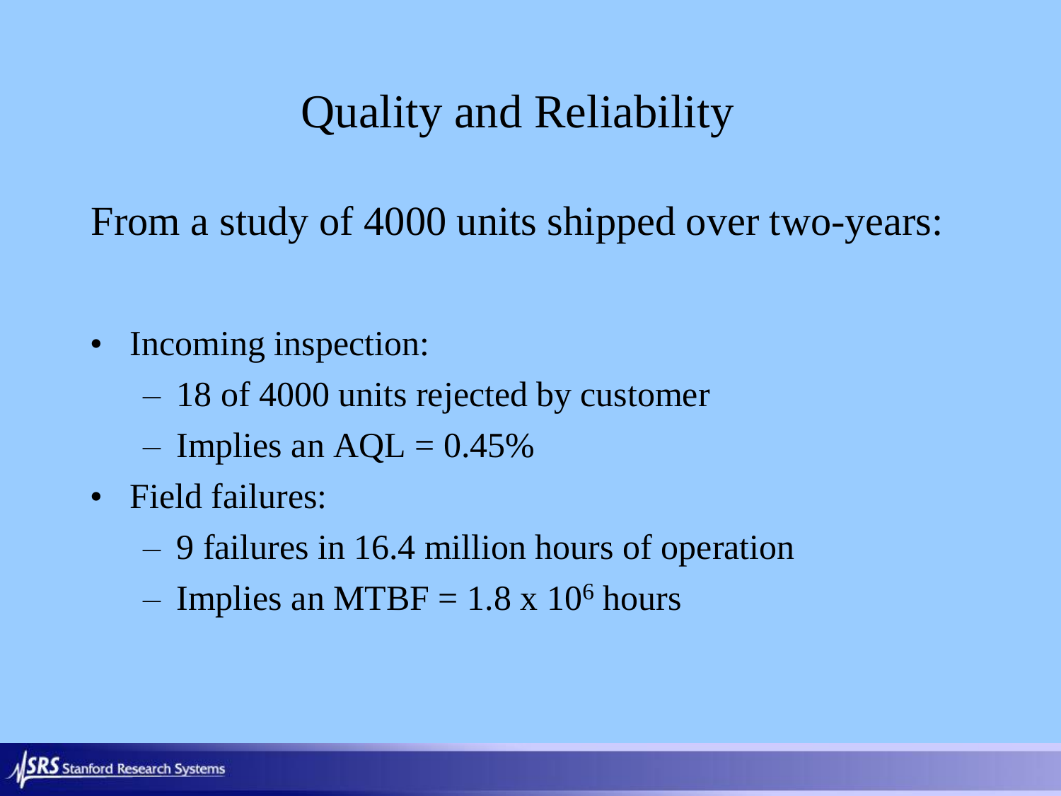# Quality and Reliability

From a study of 4000 units shipped over two-years:

- Incoming inspection:
  - 18 of 4000 units rejected by customer
  - Implies an AQL = 0.45%
- Field failures:
  - 9 failures in 16.4 million hours of operation
  - Implies an MTBF = $1.8 \times 10^6$ hours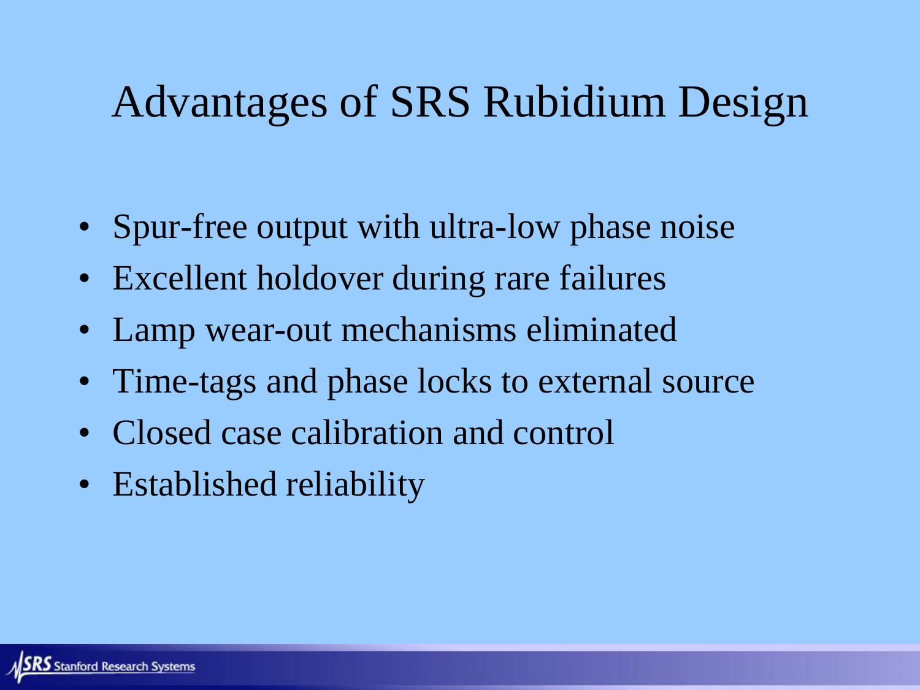# Advantages of SRS Rubidium Design

- Spur-free output with ultra-low phase noise
- Excellent holdover during rare failures
- Lamp wear-out mechanisms eliminated
- Time-tags and phase locks to external source
- Closed case calibration and control
- Established reliability